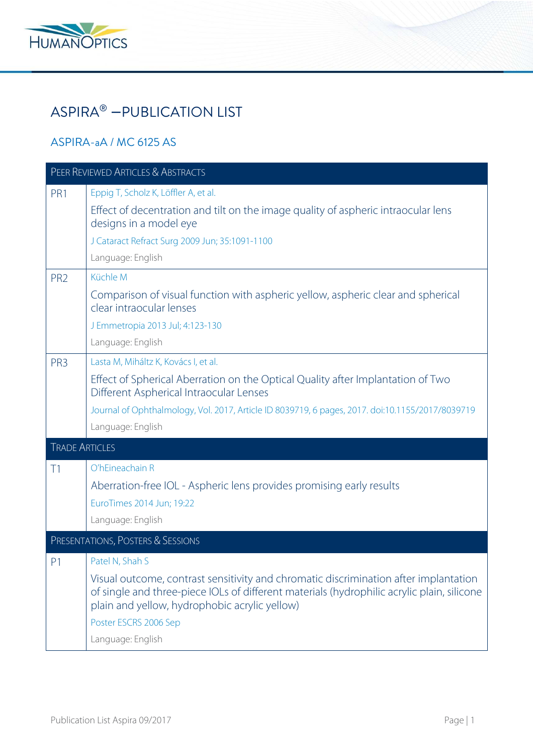# ASPIRA® –PUBLICATION LIST

## ASPIRA-aA / MC 6125 AS

| PEER REVIEWED ARTICLES & ABSTRACTS | |
|---|---|
| PR1 | Eppig T, Scholz K, Löffler A, et al.<br>Effect of decentration and tilt on the image quality of aspheric intraocular lens designs in a model eye<br>J Cataract Refract Surg 2009 Jun; 35:1091-1100<br>Language: English |
| PR2 | Küchle M<br>Comparison of visual function with aspheric yellow, aspheric clear and spherical clear intraocular lenses<br>J Emmetropia 2013 Jul; 4:123-130<br>Language: English |
| PR3 | Lasta M, Miháltz K, Kovács I, et al.<br>Effect of Spherical Aberration on the Optical Quality after Implantation of Two Different Aspherical Intraocular Lenses<br>Journal of Ophthalmology, Vol. 2017, Article ID 8039719, 6 pages, 2017. doi:10.1155/2017/8039719<br>Language: English |
| **TRADE ARTICLES** | |
| T1 | O'hEineachain R<br>Aberration-free IOL - Aspheric lens provides promising early results<br>EuroTimes 2014 Jun; 19:22<br>Language: English |
| **PRESENTATIONS, POSTERS & SESSIONS** | |
| P1 | Patel N, Shah S<br>Visual outcome, contrast sensitivity and chromatic discrimination after implantation of single and three-piece IOLs of different materials (hydrophilic acrylic plain, silicone plain and yellow, hydrophobic acrylic yellow)<br>Poster ESCRS 2006 Sep<br>Language: English |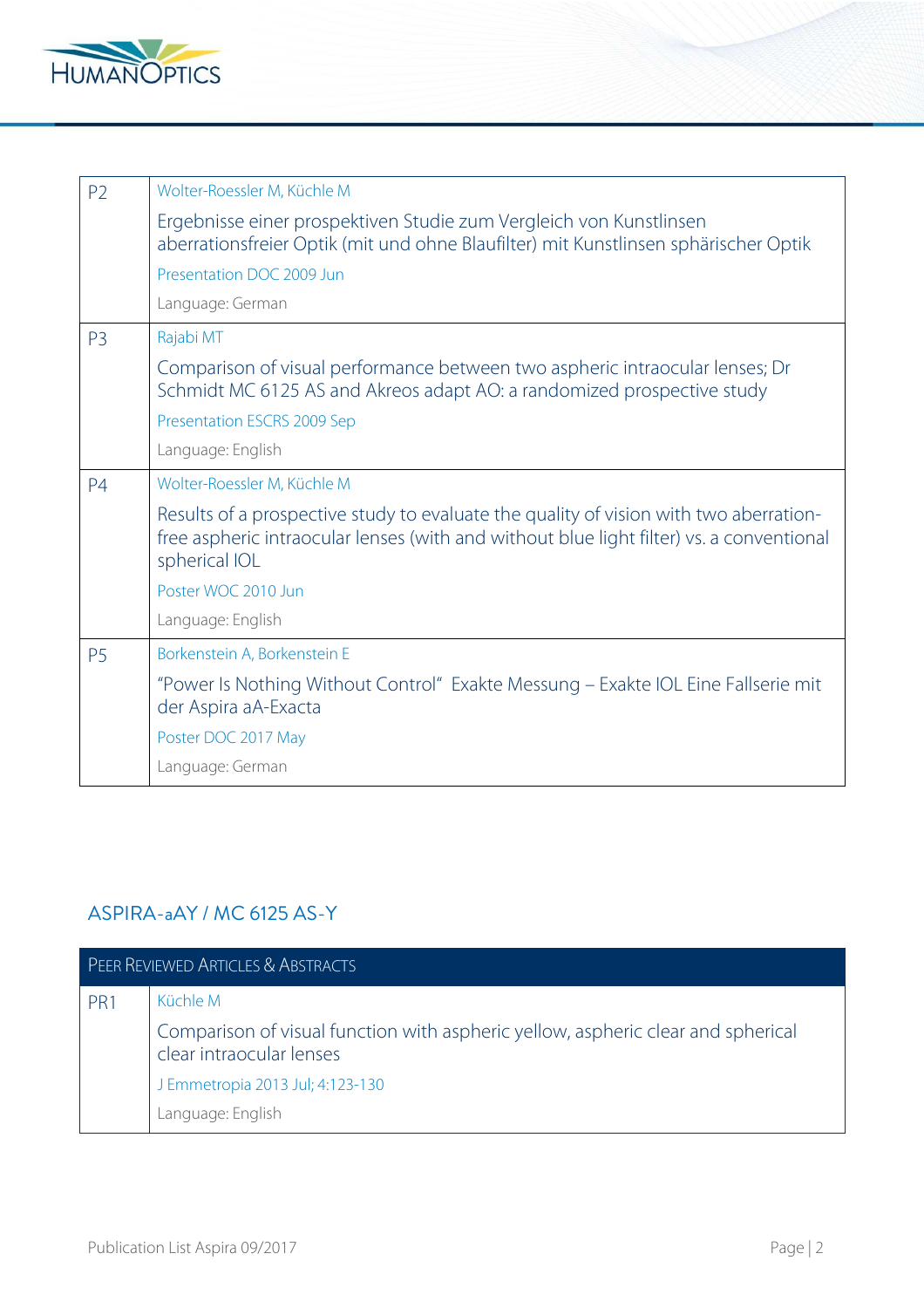| | |
|---|---|
| P2 | Wolter-Roessler M, Küchle M<br>Ergebnisse einer prospektiven Studie zum Vergleich von Kunstlinsen aberrationsfreier Optik (mit und ohne Blaufilter) mit Kunstlinsen sphärischer Optik<br>Presentation DOC 2009 Jun<br>Language: German |
| P3 | Rajabi MT<br>Comparison of visual performance between two aspheric intraocular lenses; Dr Schmidt MC 6125 AS and Akreos adapt AO: a randomized prospective study<br>Presentation ESCRS 2009 Sep<br>Language: English |
| P4 | Wolter-Roessler M, Küchle M<br>Results of a prospective study to evaluate the quality of vision with two aberration-free aspheric intraocular lenses (with and without blue light filter) vs. a conventional spherical IOL<br>Poster WOC 2010 Jun<br>Language: English |
| P5 | Borkenstein A, Borkenstein E<br>"Power Is Nothing Without Control" Exakte Messung – Exakte IOL Eine Fallserie mit der Aspira aA-Exacta<br>Poster DOC 2017 May<br>Language: German |

## ASPIRA-aAY / MC 6125 AS-Y

| Peer Reviewed Articles & Abstracts | |
|---|---|
| PR1 | Küchle M<br>Comparison of visual function with aspheric yellow, aspheric clear and spherical clear intraocular lenses<br>J Emmetropia 2013 Jul; 4:123-130<br>Language: English |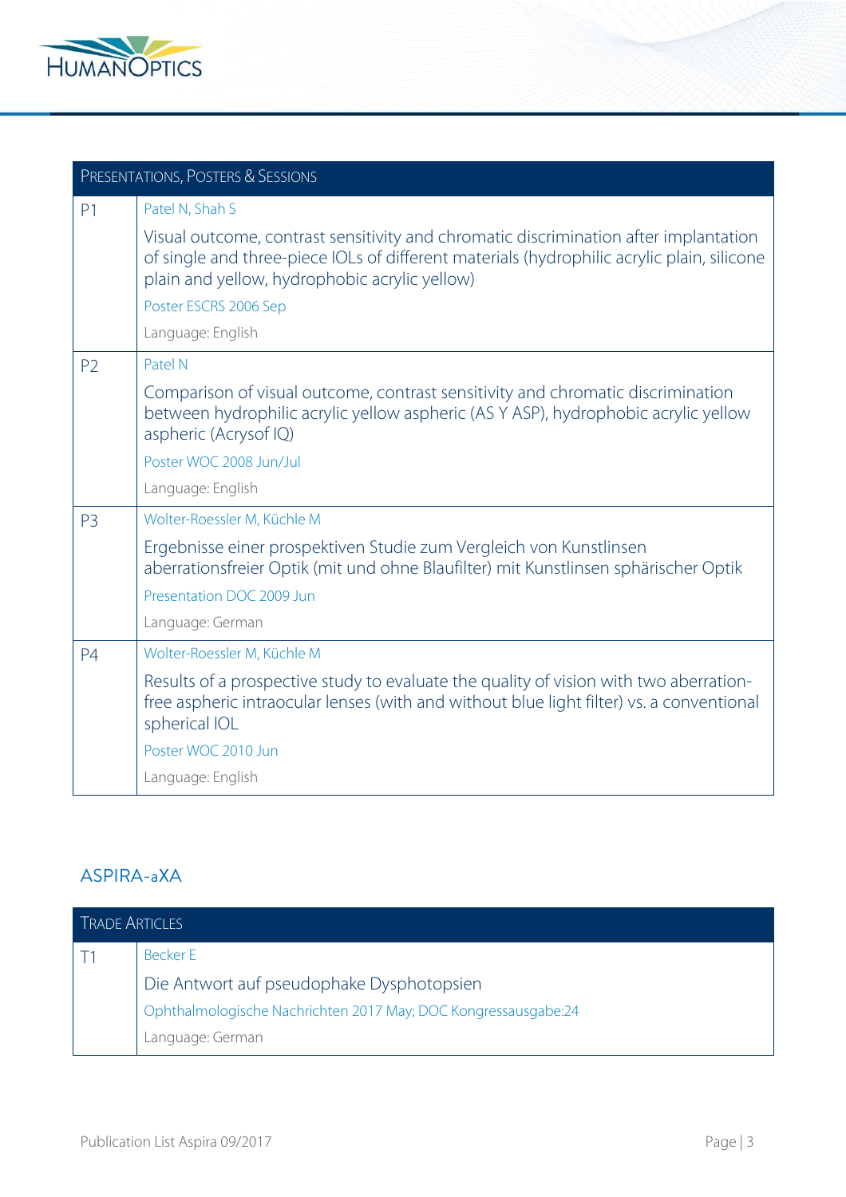| Presentations, Posters & Sessions | |
|---|---|
| P1 | Patel N, Shah S<br>Visual outcome, contrast sensitivity and chromatic discrimination after implantation of single and three-piece IOLs of different materials (hydrophilic acrylic plain, silicone plain and yellow, hydrophobic acrylic yellow)<br>Poster ESCRS 2006 Sep<br>Language: English |
| P2 | Patel N<br>Comparison of visual outcome, contrast sensitivity and chromatic discrimination between hydrophilic acrylic yellow aspheric (AS Y ASP), hydrophobic acrylic yellow aspheric (Acrysof IQ)<br>Poster WOC 2008 Jun/Jul<br>Language: English |
| P3 | Wolter-Roessler M, Küchle M<br>Ergebnisse einer prospektiven Studie zum Vergleich von Kunstlinsen aberrationsfreier Optik (mit und ohne Blaufilter) mit Kunstlinsen sphärischer Optik<br>Presentation DOC 2009 Jun<br>Language: German |
| P4 | Wolter-Roessler M, Küchle M<br>Results of a prospective study to evaluate the quality of vision with two aberration-free aspheric intraocular lenses (with and without blue light filter) vs. a conventional spherical IOL<br>Poster WOC 2010 Jun<br>Language: English |

## ASPIRA-aXA

| Trade Articles | |
|---|---|
| T1 | Becker E<br>Die Antwort auf pseudophake Dysphotopsien<br>Ophthalmologische Nachrichten 2017 May; DOC Kongressausgabe:24<br>Language: German |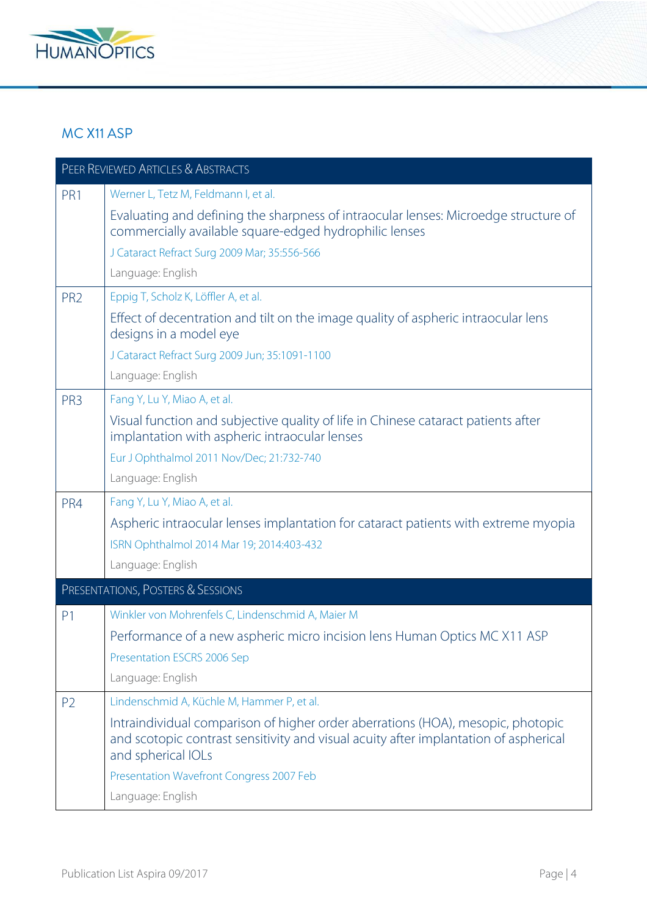## MC X11 ASP

| Peer Reviewed Articles & Abstracts | |
|---|---|
| PR1 | Werner L, Tetz M, Feldmann I, et al.<br>Evaluating and defining the sharpness of intraocular lenses: Microedge structure of commercially available square-edged hydrophilic lenses<br>J Cataract Refract Surg 2009 Mar; 35:556-566<br>Language: English |
| PR2 | Eppig T, Scholz K, Löffler A, et al.<br>Effect of decentration and tilt on the image quality of aspheric intraocular lens designs in a model eye<br>J Cataract Refract Surg 2009 Jun; 35:1091-1100<br>Language: English |
| PR3 | Fang Y, Lu Y, Miao A, et al.<br>Visual function and subjective quality of life in Chinese cataract patients after implantation with aspheric intraocular lenses<br>Eur J Ophthalmol 2011 Nov/Dec; 21:732-740<br>Language: English |
| PR4 | Fang Y, Lu Y, Miao A, et al.<br>Aspheric intraocular lenses implantation for cataract patients with extreme myopia<br>ISRN Ophthalmol 2014 Mar 19; 2014:403-432<br>Language: English |
| **Presentations, Posters & Sessions** | |
| P1 | Winkler von Mohrenfels C, Lindenschmid A, Maier M<br>Performance of a new aspheric micro incision lens Human Optics MC X11 ASP<br>Presentation ESCRS 2006 Sep<br>Language: English |
| P2 | Lindenschmid A, Küchle M, Hammer P, et al.<br>Intraindividual comparison of higher order aberrations (HOA), mesopic, photopic and scotopic contrast sensitivity and visual acuity after implantation of aspherical and spherical IOLs<br>Presentation Wavefront Congress 2007 Feb<br>Language: English |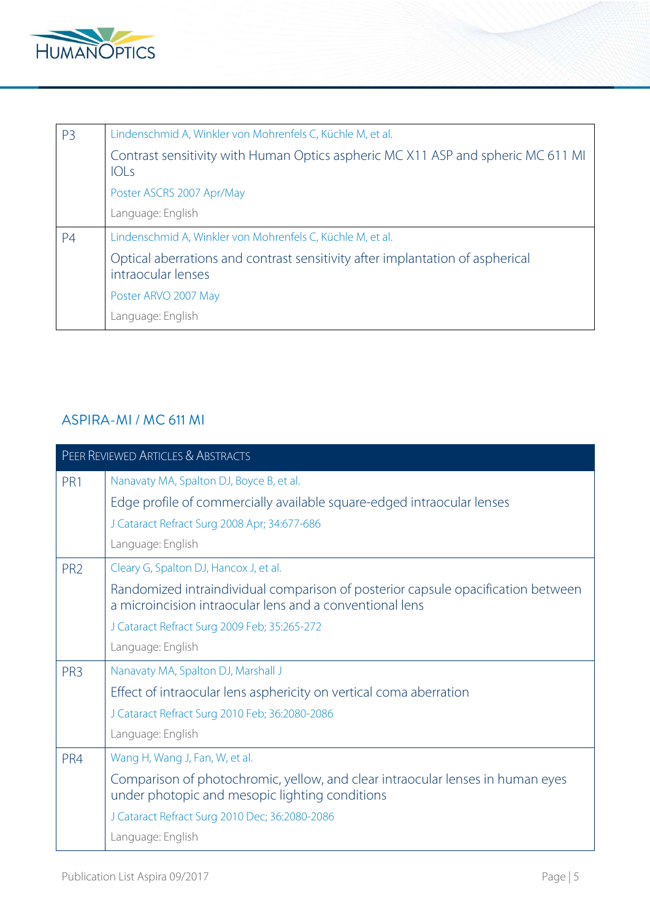| P3 | Lindenschmid A, Winkler von Mohrenfels C, Küchle M, et al.<br>Contrast sensitivity with Human Optics aspheric MC X11 ASP and spheric MC 611 MI IOLs<br>Poster ASCRS 2007 Apr/May<br>Language: English |
|---|---|
| P4 | Lindenschmid A, Winkler von Mohrenfels C, Küchle M, et al.<br>Optical aberrations and contrast sensitivity after implantation of aspherical intraocular lenses<br>Poster ARVO 2007 May<br>Language: English |

## ASPIRA-MI / MC 611 MI

| Peer Reviewed Articles & Abstracts | |
|---|---|
| PR1 | Nanavaty MA, Spalton DJ, Boyce B, et al.<br>Edge profile of commercially available square-edged intraocular lenses<br>J Cataract Refract Surg 2008 Apr; 34:677-686<br>Language: English |
| PR2 | Cleary G, Spalton DJ, Hancox J, et al.<br>Randomized intraindividual comparison of posterior capsule opacification between a microincision intraocular lens and a conventional lens<br>J Cataract Refract Surg 2009 Feb; 35:265-272<br>Language: English |
| PR3 | Nanavaty MA, Spalton DJ, Marshall J<br>Effect of intraocular lens asphericity on vertical coma aberration<br>J Cataract Refract Surg 2010 Feb; 36:2080-2086<br>Language: English |
| PR4 | Wang H, Wang J, Fan, W, et al.<br>Comparison of photochromic, yellow, and clear intraocular lenses in human eyes under photopic and mesopic lighting conditions<br>J Cataract Refract Surg 2010 Dec; 36:2080-2086<br>Language: English |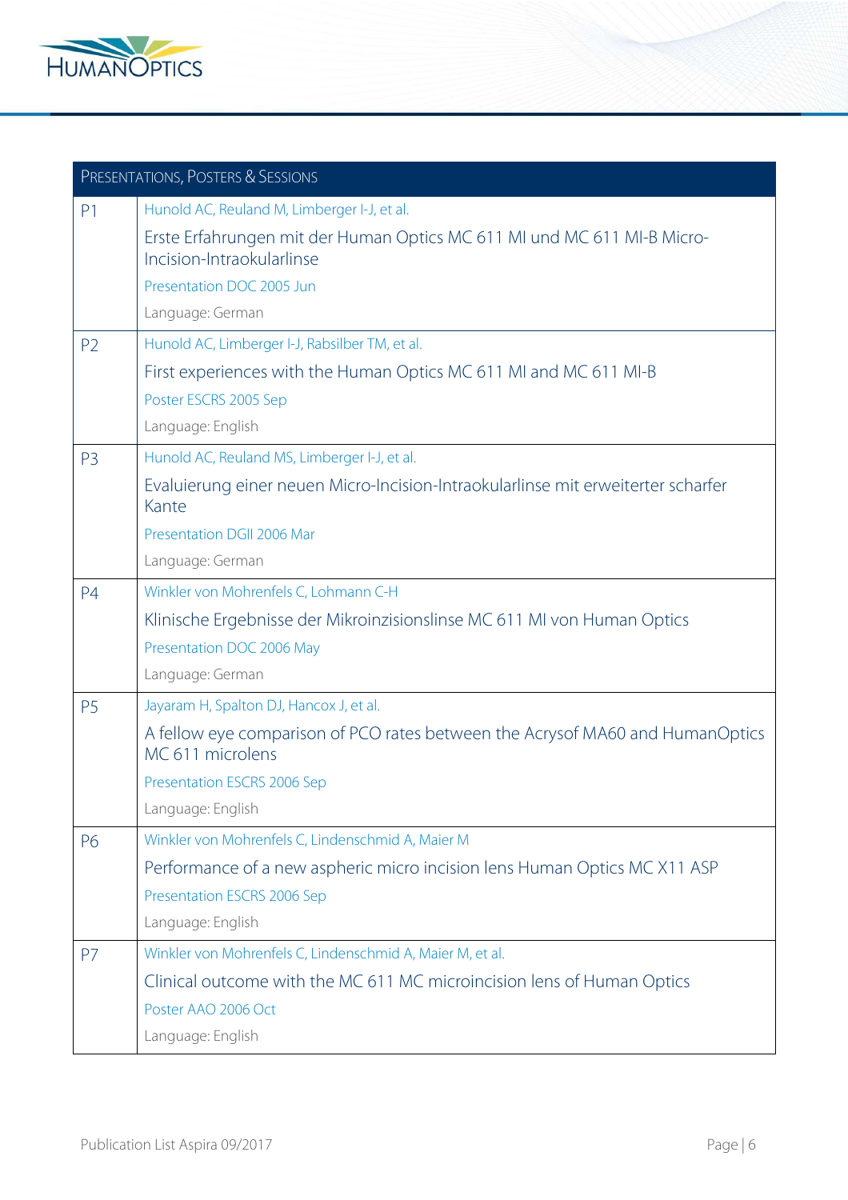| Presentations, Posters & Sessions | |
|---|---|
| P1 | Hunold AC, Reuland M, Limberger I-J, et al.<br>Erste Erfahrungen mit der Human Optics MC 611 MI und MC 611 MI-B Micro-Incision-Intraokularlinse<br>Presentation DOC 2005 Jun<br>Language: German |
| P2 | Hunold AC, Limberger I-J, Rabsilber TM, et al.<br>First experiences with the Human Optics MC 611 MI and MC 611 MI-B<br>Poster ESCRS 2005 Sep<br>Language: English |
| P3 | Hunold AC, Reuland MS, Limberger I-J, et al.<br>Evaluierung einer neuen Micro-Incision-Intraokularlinse mit erweiterter scharfer Kante<br>Presentation DGII 2006 Mar<br>Language: German |
| P4 | Winkler von Mohrenfels C, Lohmann C-H<br>Klinische Ergebnisse der Mikroinzisionslinse MC 611 MI von Human Optics<br>Presentation DOC 2006 May<br>Language: German |
| P5 | Jayaram H, Spalton DJ, Hancox J, et al.<br>A fellow eye comparison of PCO rates between the Acrysof MA60 and HumanOptics MC 611 microlens<br>Presentation ESCRS 2006 Sep<br>Language: English |
| P6 | Winkler von Mohrenfels C, Lindenschmid A, Maier M<br>Performance of a new aspheric micro incision lens Human Optics MC X11 ASP<br>Presentation ESCRS 2006 Sep<br>Language: English |
| P7 | Winkler von Mohrenfels C, Lindenschmid A, Maier M, et al.<br>Clinical outcome with the MC 611 MC microincision lens of Human Optics<br>Poster AAO 2006 Oct<br>Language: English |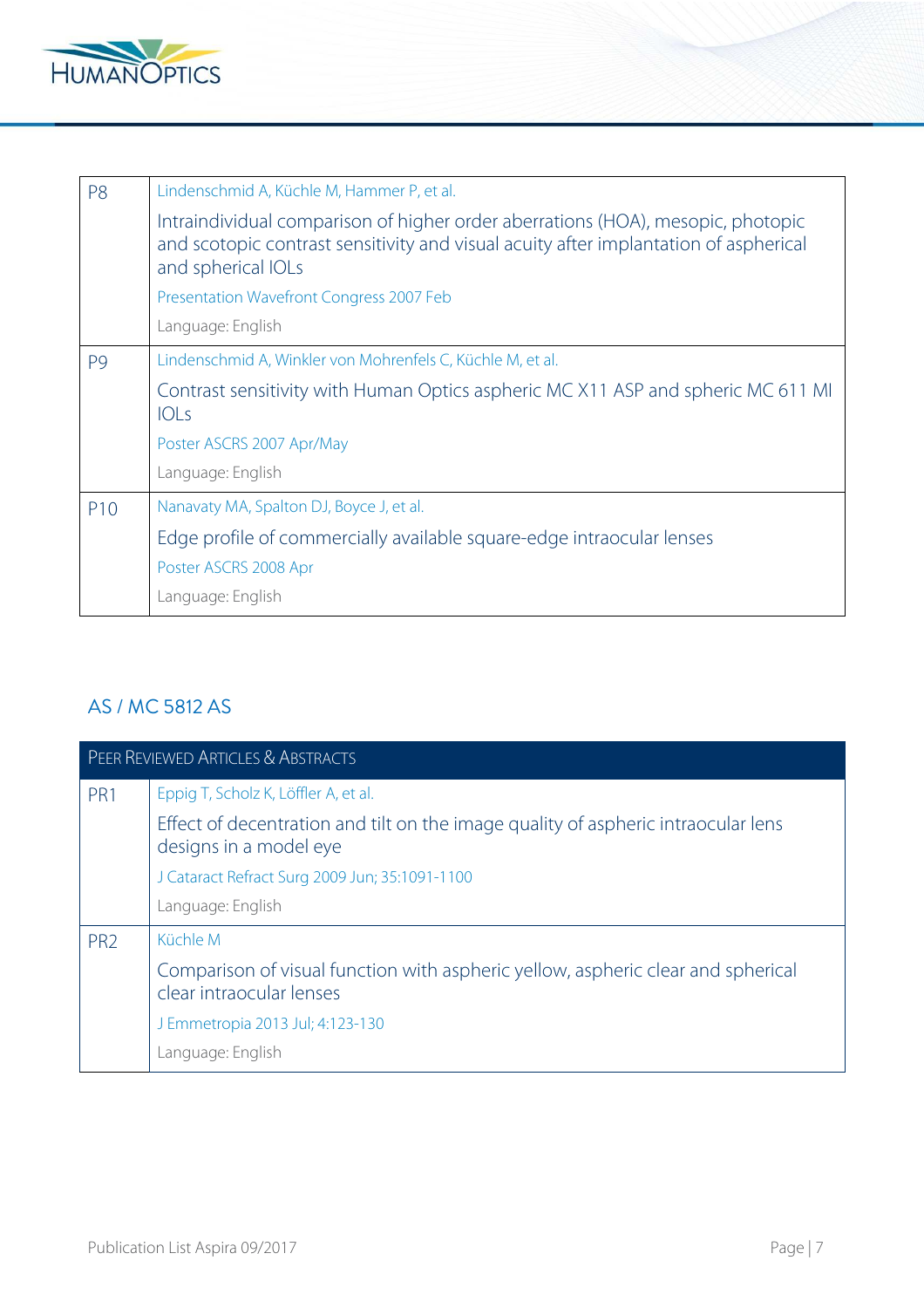| | |
|---|---|
| P8 | Lindenschmid A, Küchle M, Hammer P, et al.<br>Intraindividual comparison of higher order aberrations (HOA), mesopic, photopic and scotopic contrast sensitivity and visual acuity after implantation of aspherical and spherical IOLs<br>Presentation Wavefront Congress 2007 Feb<br>Language: English |
| P9 | Lindenschmid A, Winkler von Mohrenfels C, Küchle M, et al.<br>Contrast sensitivity with Human Optics aspheric MC X11 ASP and spheric MC 611 MI IOLs<br>Poster ASCRS 2007 Apr/May<br>Language: English |
| P10 | Nanavaty MA, Spalton DJ, Boyce J, et al.<br>Edge profile of commercially available square-edge intraocular lenses<br>Poster ASCRS 2008 Apr<br>Language: English |

## AS / MC 5812 AS

| Peer Reviewed Articles & Abstracts | |
|---|---|
| PR1 | Eppig T, Scholz K, Löffler A, et al.<br>Effect of decentration and tilt on the image quality of aspheric intraocular lens designs in a model eye<br>J Cataract Refract Surg 2009 Jun; 35:1091-1100<br>Language: English |
| PR2 | Küchle M<br>Comparison of visual function with aspheric yellow, aspheric clear and spherical clear intraocular lenses<br>J Emmetropia 2013 Jul; 4:123-130<br>Language: English |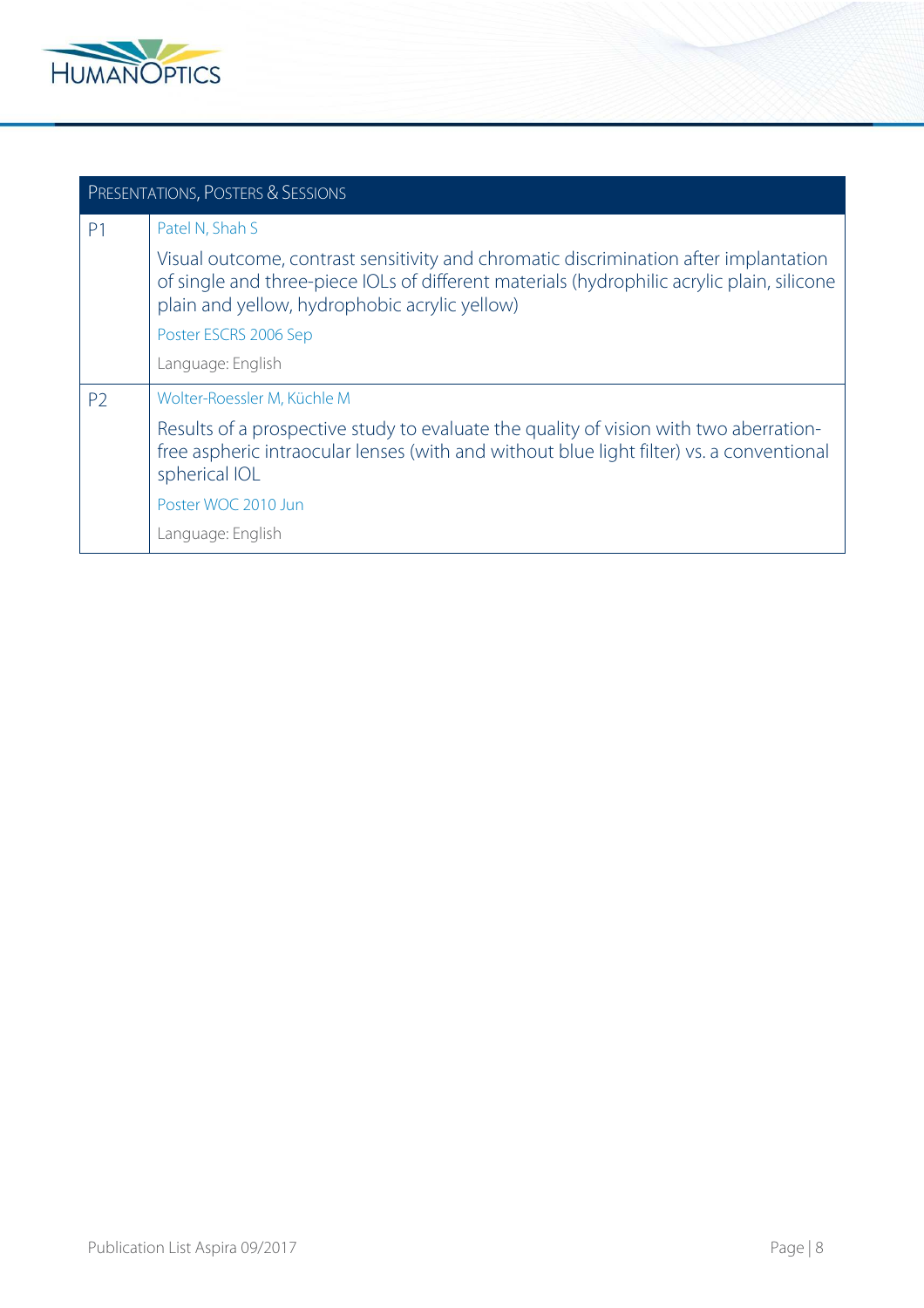| Presentations, Posters & Sessions | |
|---|---|
| P1 | Patel N, Shah S<br><br>Visual outcome, contrast sensitivity and chromatic discrimination after implantation of single and three-piece IOLs of different materials (hydrophilic acrylic plain, silicone plain and yellow, hydrophobic acrylic yellow)<br><br>Poster ESCRS 2006 Sep<br><br>Language: English |
| P2 | Wolter-Roessler M, Küchle M<br><br>Results of a prospective study to evaluate the quality of vision with two aberration-free aspheric intraocular lenses (with and without blue light filter) vs. a conventional spherical IOL<br><br>Poster WOC 2010 Jun<br><br>Language: English |